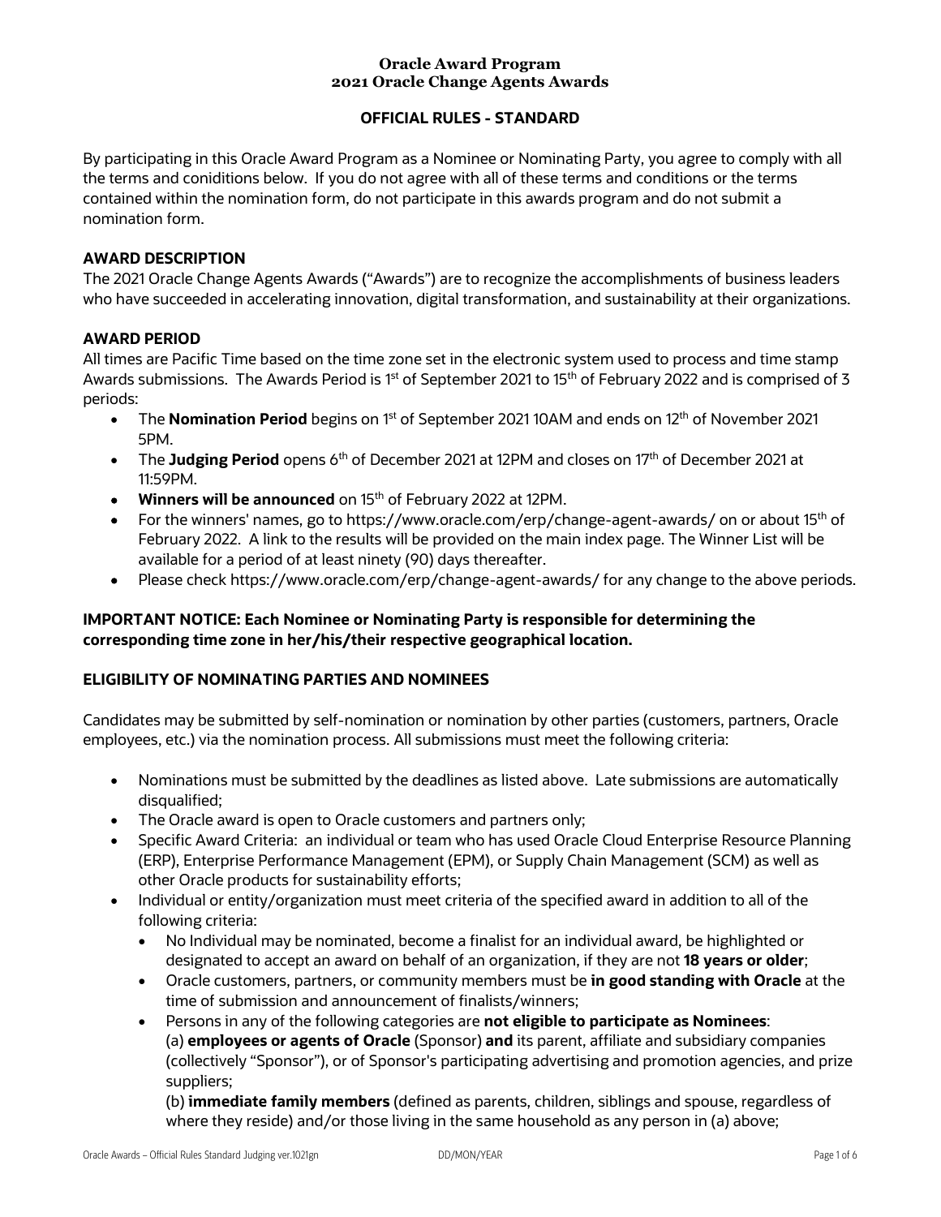**Oracle Award Program**
**2021 Oracle Change Agents Awards**

**OFFICIAL RULES - STANDARD**

By participating in this Oracle Award Program as a Nominee or Nominating Party, you agree to comply with all the terms and coniditions below. If you do not agree with all of these terms and conditions or the terms contained within the nomination form, do not participate in this awards program and do not submit a nomination form.

**AWARD DESCRIPTION**

The 2021 Oracle Change Agents Awards ("Awards") are to recognize the accomplishments of business leaders who have succeeded in accelerating innovation, digital transformation, and sustainability at their organizations.

**AWARD PERIOD**

All times are Pacific Time based on the time zone set in the electronic system used to process and time stamp Awards submissions. The Awards Period is 1st of September 2021 to 15th of February 2022 and is comprised of 3 periods:

- The **Nomination Period** begins on 1st of September 2021 10AM and ends on 12th of November 2021 5PM.
- The **Judging Period** opens 6th of December 2021 at 12PM and closes on 17th of December 2021 at 11:59PM.
- **Winners will be announced** on 15th of February 2022 at 12PM.
- For the winners' names, go to https://www.oracle.com/erp/change-agent-awards/ on or about 15th of February 2022. A link to the results will be provided on the main index page. The Winner List will be available for a period of at least ninety (90) days thereafter.
- Please check https://www.oracle.com/erp/change-agent-awards/ for any change to the above periods.

**IMPORTANT NOTICE: Each Nominee or Nominating Party is responsible for determining the corresponding time zone in her/his/their respective geographical location.**

**ELIGIBILITY OF NOMINATING PARTIES AND NOMINEES**

Candidates may be submitted by self-nomination or nomination by other parties (customers, partners, Oracle employees, etc.) via the nomination process. All submissions must meet the following criteria:

- Nominations must be submitted by the deadlines as listed above. Late submissions are automatically disqualified;
- The Oracle award is open to Oracle customers and partners only;
- Specific Award Criteria: an individual or team who has used Oracle Cloud Enterprise Resource Planning (ERP), Enterprise Performance Management (EPM), or Supply Chain Management (SCM) as well as other Oracle products for sustainability efforts;
- Individual or entity/organization must meet criteria of the specified award in addition to all of the following criteria:
  - No Individual may be nominated, become a finalist for an individual award, be highlighted or designated to accept an award on behalf of an organization, if they are not **18 years or older**;
  - Oracle customers, partners, or community members must be **in good standing with Oracle** at the time of submission and announcement of finalists/winners;
  - Persons in any of the following categories are **not eligible to participate as Nominees**:
    (a) **employees or agents of Oracle** (Sponsor) **and** its parent, affiliate and subsidiary companies (collectively "Sponsor"), or of Sponsor's participating advertising and promotion agencies, and prize suppliers;
    (b) **immediate family members** (defined as parents, children, siblings and spouse, regardless of where they reside) and/or those living in the same household as any person in (a) above;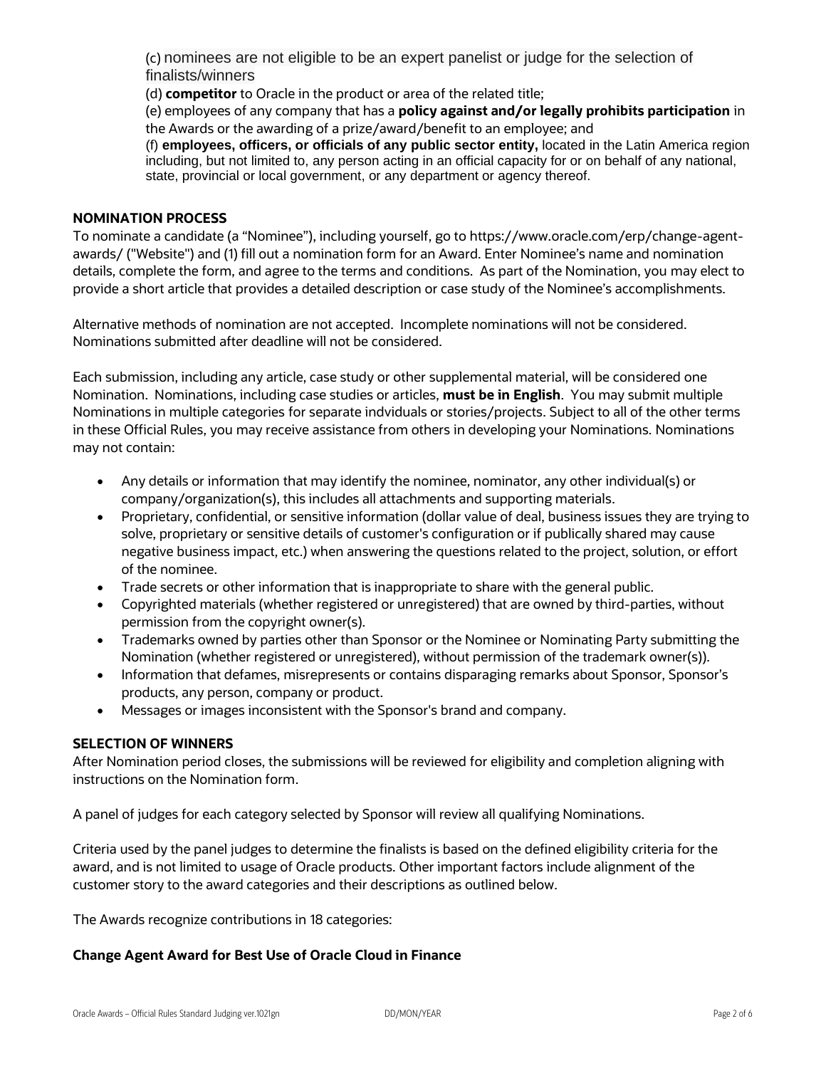(c) nominees are not eligible to be an expert panelist or judge for the selection of finalists/winners

(d) **competitor** to Oracle in the product or area of the related title;

(e) employees of any company that has a **policy against and/or legally prohibits participation** in the Awards or the awarding of a prize/award/benefit to an employee; and

(f) **employees, officers, or officials of any public sector entity,** located in the Latin America region including, but not limited to, any person acting in an official capacity for or on behalf of any national, state, provincial or local government, or any department or agency thereof.

**NOMINATION PROCESS**

To nominate a candidate (a "Nominee"), including yourself, go to https://www.oracle.com/erp/change-agent-awards/ ("Website") and (1) fill out a nomination form for an Award. Enter Nominee's name and nomination details, complete the form, and agree to the terms and conditions. As part of the Nomination, you may elect to provide a short article that provides a detailed description or case study of the Nominee's accomplishments.

Alternative methods of nomination are not accepted. Incomplete nominations will not be considered. Nominations submitted after deadline will not be considered.

Each submission, including any article, case study or other supplemental material, will be considered one Nomination. Nominations, including case studies or articles, **must be in English**. You may submit multiple Nominations in multiple categories for separate indviduals or stories/projects. Subject to all of the other terms in these Official Rules, you may receive assistance from others in developing your Nominations. Nominations may not contain:

- Any details or information that may identify the nominee, nominator, any other individual(s) or company/organization(s), this includes all attachments and supporting materials.
- Proprietary, confidential, or sensitive information (dollar value of deal, business issues they are trying to solve, proprietary or sensitive details of customer's configuration or if publically shared may cause negative business impact, etc.) when answering the questions related to the project, solution, or effort of the nominee.
- Trade secrets or other information that is inappropriate to share with the general public.
- Copyrighted materials (whether registered or unregistered) that are owned by third-parties, without permission from the copyright owner(s).
- Trademarks owned by parties other than Sponsor or the Nominee or Nominating Party submitting the Nomination (whether registered or unregistered), without permission of the trademark owner(s)).
- Information that defames, misrepresents or contains disparaging remarks about Sponsor, Sponsor's products, any person, company or product.
- Messages or images inconsistent with the Sponsor's brand and company.

**SELECTION OF WINNERS**

After Nomination period closes, the submissions will be reviewed for eligibility and completion aligning with instructions on the Nomination form.

A panel of judges for each category selected by Sponsor will review all qualifying Nominations.

Criteria used by the panel judges to determine the finalists is based on the defined eligibility criteria for the award, and is not limited to usage of Oracle products. Other important factors include alignment of the customer story to the award categories and their descriptions as outlined below.

The Awards recognize contributions in 18 categories:

**Change Agent Award for Best Use of Oracle Cloud in Finance**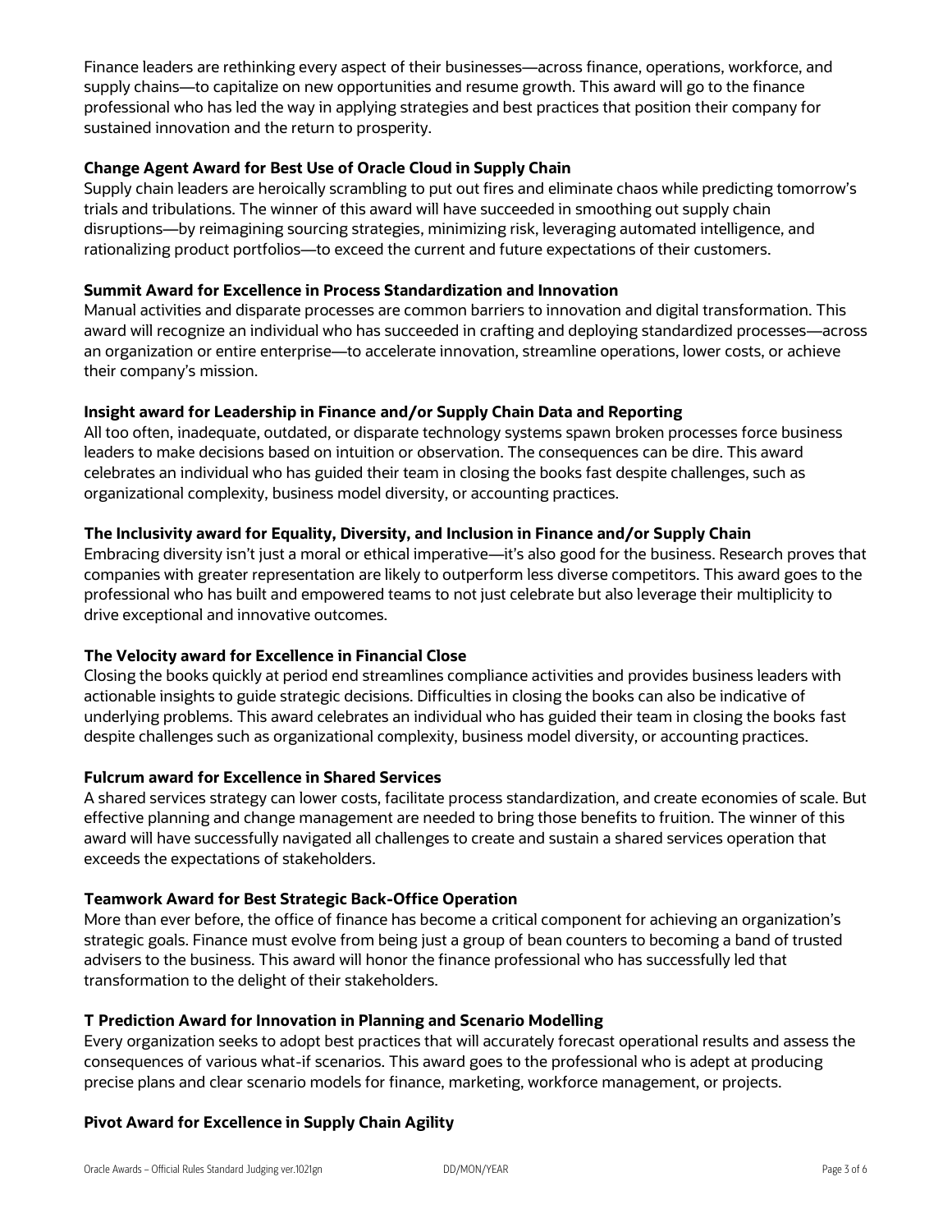Finance leaders are rethinking every aspect of their businesses—across finance, operations, workforce, and supply chains—to capitalize on new opportunities and resume growth. This award will go to the finance professional who has led the way in applying strategies and best practices that position their company for sustained innovation and the return to prosperity.

**Change Agent Award for Best Use of Oracle Cloud in Supply Chain**

Supply chain leaders are heroically scrambling to put out fires and eliminate chaos while predicting tomorrow's trials and tribulations. The winner of this award will have succeeded in smoothing out supply chain disruptions—by reimagining sourcing strategies, minimizing risk, leveraging automated intelligence, and rationalizing product portfolios—to exceed the current and future expectations of their customers.

**Summit Award for Excellence in Process Standardization and Innovation**

Manual activities and disparate processes are common barriers to innovation and digital transformation. This award will recognize an individual who has succeeded in crafting and deploying standardized processes—across an organization or entire enterprise—to accelerate innovation, streamline operations, lower costs, or achieve their company's mission.

**Insight award for Leadership in Finance and/or Supply Chain Data and Reporting**

All too often, inadequate, outdated, or disparate technology systems spawn broken processes force business leaders to make decisions based on intuition or observation. The consequences can be dire. This award celebrates an individual who has guided their team in closing the books fast despite challenges, such as organizational complexity, business model diversity, or accounting practices.

**The Inclusivity award for Equality, Diversity, and Inclusion in Finance and/or Supply Chain**

Embracing diversity isn't just a moral or ethical imperative—it's also good for the business. Research proves that companies with greater representation are likely to outperform less diverse competitors. This award goes to the professional who has built and empowered teams to not just celebrate but also leverage their multiplicity to drive exceptional and innovative outcomes.

**The Velocity award for Excellence in Financial Close**

Closing the books quickly at period end streamlines compliance activities and provides business leaders with actionable insights to guide strategic decisions. Difficulties in closing the books can also be indicative of underlying problems. This award celebrates an individual who has guided their team in closing the books fast despite challenges such as organizational complexity, business model diversity, or accounting practices.

**Fulcrum award for Excellence in Shared Services**

A shared services strategy can lower costs, facilitate process standardization, and create economies of scale. But effective planning and change management are needed to bring those benefits to fruition. The winner of this award will have successfully navigated all challenges to create and sustain a shared services operation that exceeds the expectations of stakeholders.

**Teamwork Award for Best Strategic Back-Office Operation**

More than ever before, the office of finance has become a critical component for achieving an organization's strategic goals. Finance must evolve from being just a group of bean counters to becoming a band of trusted advisers to the business. This award will honor the finance professional who has successfully led that transformation to the delight of their stakeholders.

**T Prediction Award for Innovation in Planning and Scenario Modelling**

Every organization seeks to adopt best practices that will accurately forecast operational results and assess the consequences of various what-if scenarios. This award goes to the professional who is adept at producing precise plans and clear scenario models for finance, marketing, workforce management, or projects.

**Pivot Award for Excellence in Supply Chain Agility**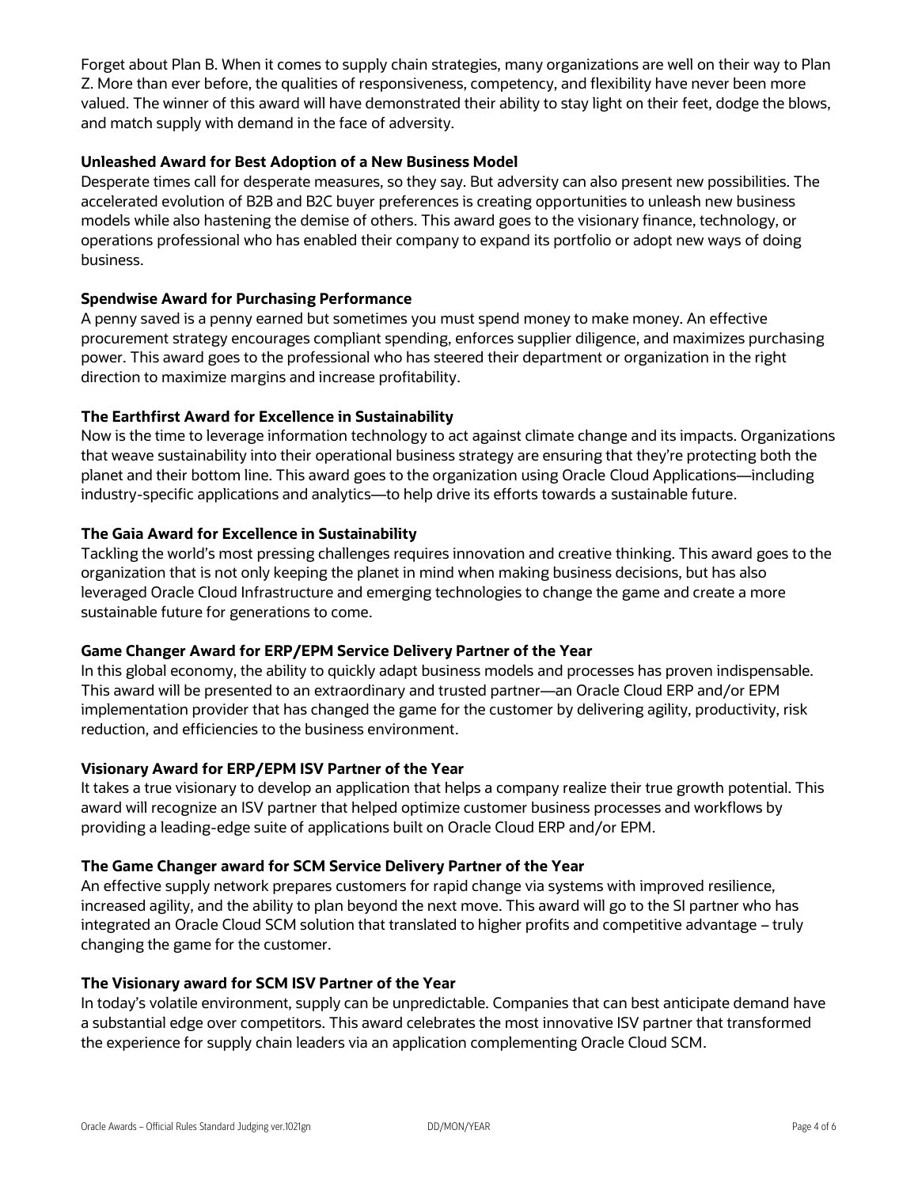Forget about Plan B. When it comes to supply chain strategies, many organizations are well on their way to Plan Z. More than ever before, the qualities of responsiveness, competency, and flexibility have never been more valued. The winner of this award will have demonstrated their ability to stay light on their feet, dodge the blows, and match supply with demand in the face of adversity.

**Unleashed Award for Best Adoption of a New Business Model**

Desperate times call for desperate measures, so they say. But adversity can also present new possibilities. The accelerated evolution of B2B and B2C buyer preferences is creating opportunities to unleash new business models while also hastening the demise of others. This award goes to the visionary finance, technology, or operations professional who has enabled their company to expand its portfolio or adopt new ways of doing business.

**Spendwise Award for Purchasing Performance**

A penny saved is a penny earned but sometimes you must spend money to make money. An effective procurement strategy encourages compliant spending, enforces supplier diligence, and maximizes purchasing power. This award goes to the professional who has steered their department or organization in the right direction to maximize margins and increase profitability.

**The Earthfirst Award for Excellence in Sustainability**

Now is the time to leverage information technology to act against climate change and its impacts. Organizations that weave sustainability into their operational business strategy are ensuring that they're protecting both the planet and their bottom line. This award goes to the organization using Oracle Cloud Applications—including industry-specific applications and analytics—to help drive its efforts towards a sustainable future.

**The Gaia Award for Excellence in Sustainability**

Tackling the world's most pressing challenges requires innovation and creative thinking. This award goes to the organization that is not only keeping the planet in mind when making business decisions, but has also leveraged Oracle Cloud Infrastructure and emerging technologies to change the game and create a more sustainable future for generations to come.

**Game Changer Award for ERP/EPM Service Delivery Partner of the Year**

In this global economy, the ability to quickly adapt business models and processes has proven indispensable. This award will be presented to an extraordinary and trusted partner—an Oracle Cloud ERP and/or EPM implementation provider that has changed the game for the customer by delivering agility, productivity, risk reduction, and efficiencies to the business environment.

**Visionary Award for ERP/EPM ISV Partner of the Year**

It takes a true visionary to develop an application that helps a company realize their true growth potential. This award will recognize an ISV partner that helped optimize customer business processes and workflows by providing a leading-edge suite of applications built on Oracle Cloud ERP and/or EPM.

**The Game Changer award for SCM Service Delivery Partner of the Year**

An effective supply network prepares customers for rapid change via systems with improved resilience, increased agility, and the ability to plan beyond the next move. This award will go to the SI partner who has integrated an Oracle Cloud SCM solution that translated to higher profits and competitive advantage – truly changing the game for the customer.

**The Visionary award for SCM ISV Partner of the Year**

In today's volatile environment, supply can be unpredictable. Companies that can best anticipate demand have a substantial edge over competitors. This award celebrates the most innovative ISV partner that transformed the experience for supply chain leaders via an application complementing Oracle Cloud SCM.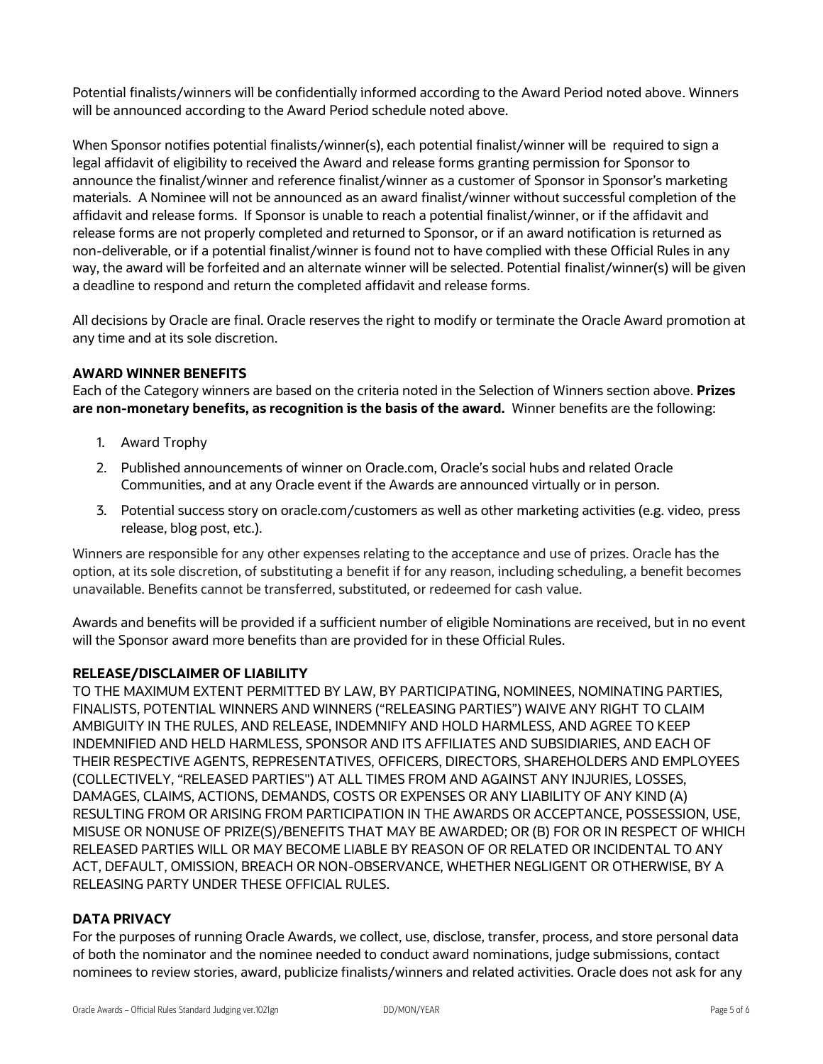Potential finalists/winners will be confidentially informed according to the Award Period noted above. Winners will be announced according to the Award Period schedule noted above.

When Sponsor notifies potential finalists/winner(s), each potential finalist/winner will be required to sign a legal affidavit of eligibility to received the Award and release forms granting permission for Sponsor to announce the finalist/winner and reference finalist/winner as a customer of Sponsor in Sponsor's marketing materials. A Nominee will not be announced as an award finalist/winner without successful completion of the affidavit and release forms. If Sponsor is unable to reach a potential finalist/winner, or if the affidavit and release forms are not properly completed and returned to Sponsor, or if an award notification is returned as non-deliverable, or if a potential finalist/winner is found not to have complied with these Official Rules in any way, the award will be forfeited and an alternate winner will be selected. Potential finalist/winner(s) will be given a deadline to respond and return the completed affidavit and release forms.

All decisions by Oracle are final. Oracle reserves the right to modify or terminate the Oracle Award promotion at any time and at its sole discretion.

**AWARD WINNER BENEFITS**

Each of the Category winners are based on the criteria noted in the Selection of Winners section above. **Prizes are non-monetary benefits, as recognition is the basis of the award.** Winner benefits are the following:

1. Award Trophy
2. Published announcements of winner on Oracle.com, Oracle's social hubs and related Oracle Communities, and at any Oracle event if the Awards are announced virtually or in person.
3. Potential success story on oracle.com/customers as well as other marketing activities (e.g. video, press release, blog post, etc.).

Winners are responsible for any other expenses relating to the acceptance and use of prizes. Oracle has the option, at its sole discretion, of substituting a benefit if for any reason, including scheduling, a benefit becomes unavailable. Benefits cannot be transferred, substituted, or redeemed for cash value.

Awards and benefits will be provided if a sufficient number of eligible Nominations are received, but in no event will the Sponsor award more benefits than are provided for in these Official Rules.

**RELEASE/DISCLAIMER OF LIABILITY**

TO THE MAXIMUM EXTENT PERMITTED BY LAW, BY PARTICIPATING, NOMINEES, NOMINATING PARTIES, FINALISTS, POTENTIAL WINNERS AND WINNERS ("RELEASING PARTIES") WAIVE ANY RIGHT TO CLAIM AMBIGUITY IN THE RULES, AND RELEASE, INDEMNIFY AND HOLD HARMLESS, AND AGREE TO KEEP INDEMNIFIED AND HELD HARMLESS, SPONSOR AND ITS AFFILIATES AND SUBSIDIARIES, AND EACH OF THEIR RESPECTIVE AGENTS, REPRESENTATIVES, OFFICERS, DIRECTORS, SHAREHOLDERS AND EMPLOYEES (COLLECTIVELY, "RELEASED PARTIES") AT ALL TIMES FROM AND AGAINST ANY INJURIES, LOSSES, DAMAGES, CLAIMS, ACTIONS, DEMANDS, COSTS OR EXPENSES OR ANY LIABILITY OF ANY KIND (A) RESULTING FROM OR ARISING FROM PARTICIPATION IN THE AWARDS OR ACCEPTANCE, POSSESSION, USE, MISUSE OR NONUSE OF PRIZE(S)/BENEFITS THAT MAY BE AWARDED; OR (B) FOR OR IN RESPECT OF WHICH RELEASED PARTIES WILL OR MAY BECOME LIABLE BY REASON OF OR RELATED OR INCIDENTAL TO ANY ACT, DEFAULT, OMISSION, BREACH OR NON-OBSERVANCE, WHETHER NEGLIGENT OR OTHERWISE, BY A RELEASING PARTY UNDER THESE OFFICIAL RULES.

**DATA PRIVACY**

For the purposes of running Oracle Awards, we collect, use, disclose, transfer, process, and store personal data of both the nominator and the nominee needed to conduct award nominations, judge submissions, contact nominees to review stories, award, publicize finalists/winners and related activities. Oracle does not ask for any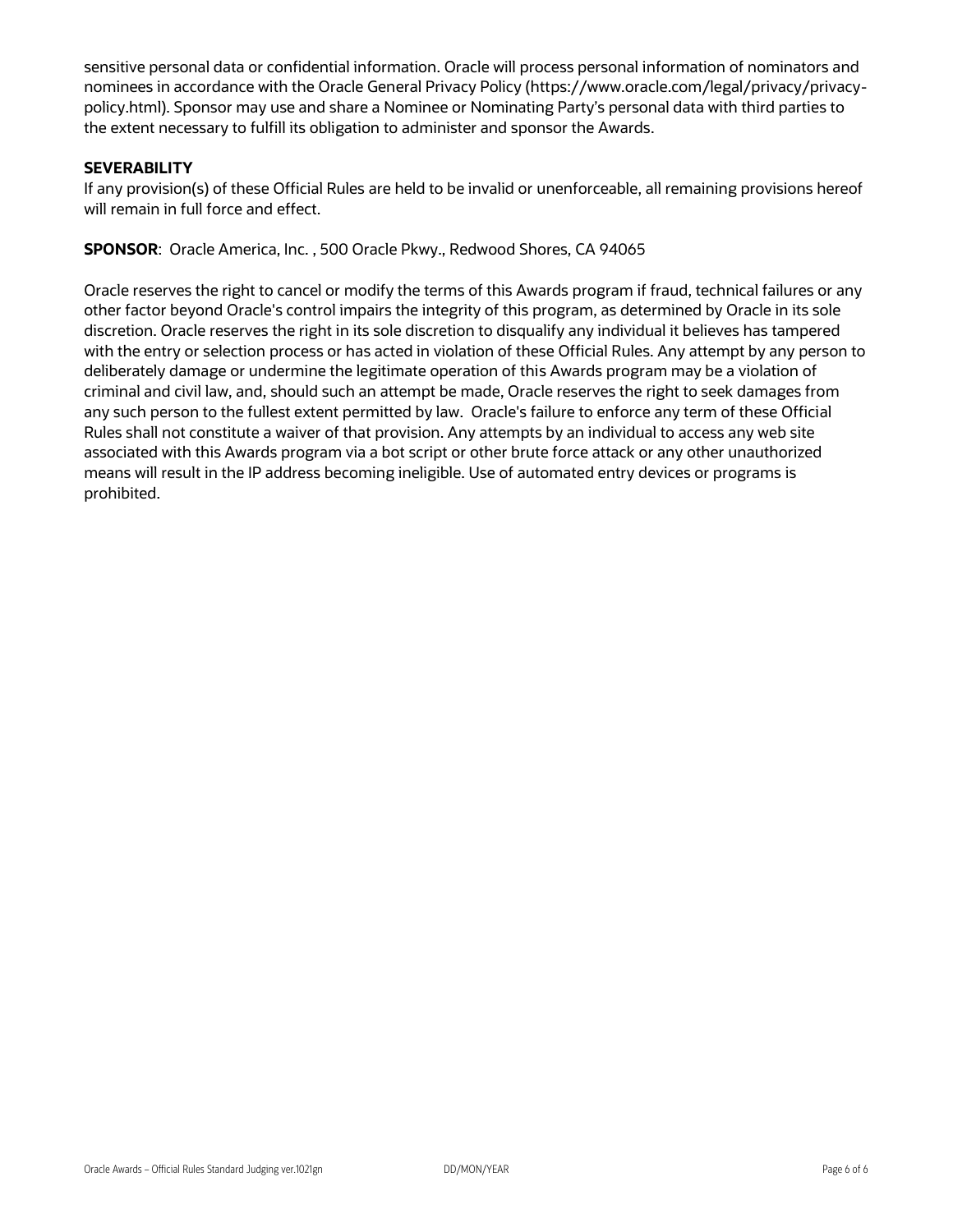sensitive personal data or confidential information. Oracle will process personal information of nominators and nominees in accordance with the Oracle General Privacy Policy (https://www.oracle.com/legal/privacy/privacy-policy.html). Sponsor may use and share a Nominee or Nominating Party's personal data with third parties to the extent necessary to fulfill its obligation to administer and sponsor the Awards.

**SEVERABILITY**

If any provision(s) of these Official Rules are held to be invalid or unenforceable, all remaining provisions hereof will remain in full force and effect.

**SPONSOR**: Oracle America, Inc. , 500 Oracle Pkwy., Redwood Shores, CA 94065

Oracle reserves the right to cancel or modify the terms of this Awards program if fraud, technical failures or any other factor beyond Oracle's control impairs the integrity of this program, as determined by Oracle in its sole discretion. Oracle reserves the right in its sole discretion to disqualify any individual it believes has tampered with the entry or selection process or has acted in violation of these Official Rules. Any attempt by any person to deliberately damage or undermine the legitimate operation of this Awards program may be a violation of criminal and civil law, and, should such an attempt be made, Oracle reserves the right to seek damages from any such person to the fullest extent permitted by law. Oracle's failure to enforce any term of these Official Rules shall not constitute a waiver of that provision. Any attempts by an individual to access any web site associated with this Awards program via a bot script or other brute force attack or any other unauthorized means will result in the IP address becoming ineligible. Use of automated entry devices or programs is prohibited.